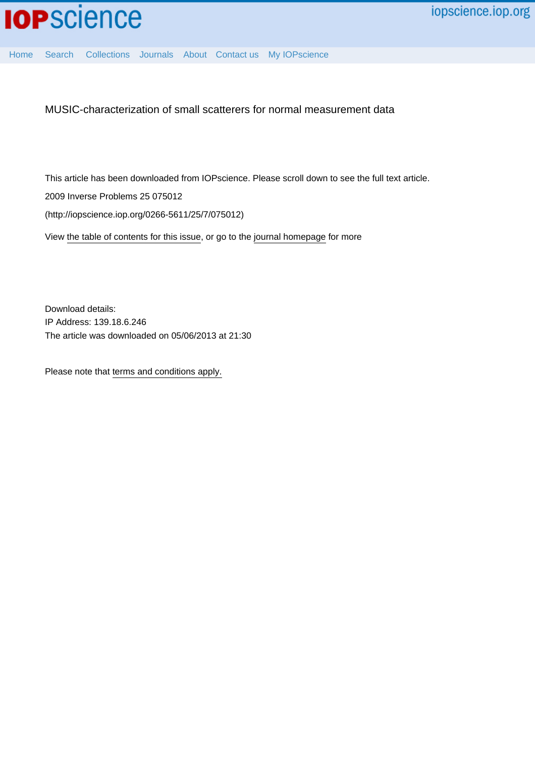MUSIC-characterization of small scatterers for normal measurement data

This article has been downloaded from IOPscience. Please scroll down to see the full text article.

2009 Inverse Problems 25 075012

(http://iopscience.iop.org/0266-5611/25/7/075012)

View the table of contents for this issue, or go to the journal homepage for more

Download details:
IP Address: 139.18.6.246
The article was downloaded on 05/06/2013 at 21:30

Please note that terms and conditions apply.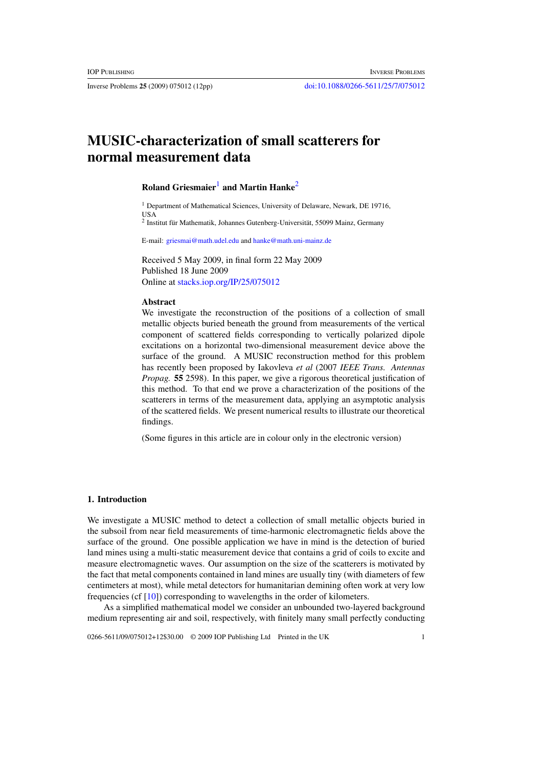# MUSIC-characterization of small scatterers for normal measurement data

**Roland Griesmaier**[1] **and Martin Hanke**[2]

[1] Department of Mathematical Sciences, University of Delaware, Newark, DE 19716, USA
[2] Institut für Mathematik, Johannes Gutenberg-Universität, 55099 Mainz, Germany

E-mail: griesmai@math.udel.edu and hanke@math.uni-mainz.de

Received 5 May 2009, in final form 22 May 2009
Published 18 June 2009
Online at stacks.iop.org/IP/25/075012

### Abstract

We investigate the reconstruction of the positions of a collection of small metallic objects buried beneath the ground from measurements of the vertical component of scattered fields corresponding to vertically polarized dipole excitations on a horizontal two-dimensional measurement device above the surface of the ground. A MUSIC reconstruction method for this problem has recently been proposed by Iakovleva *et al* (2007 *IEEE Trans. Antennas Propag.* **55** 2598). In this paper, we give a rigorous theoretical justification of this method. To that end we prove a characterization of the positions of the scatterers in terms of the measurement data, applying an asymptotic analysis of the scattered fields. We present numerical results to illustrate our theoretical findings.

(Some figures in this article are in colour only in the electronic version)

## 1. Introduction

We investigate a MUSIC method to detect a collection of small metallic objects buried in the subsoil from near field measurements of time-harmonic electromagnetic fields above the surface of the ground. One possible application we have in mind is the detection of buried land mines using a multi-static measurement device that contains a grid of coils to excite and measure electromagnetic waves. Our assumption on the size of the scatterers is motivated by the fact that metal components contained in land mines are usually tiny (with diameters of few centimeters at most), while metal detectors for humanitarian demining often work at very low frequencies (cf [10]) corresponding to wavelengths in the order of kilometers.

As a simplified mathematical model we consider an unbounded two-layered background medium representing air and soil, respectively, with finitely many small perfectly conducting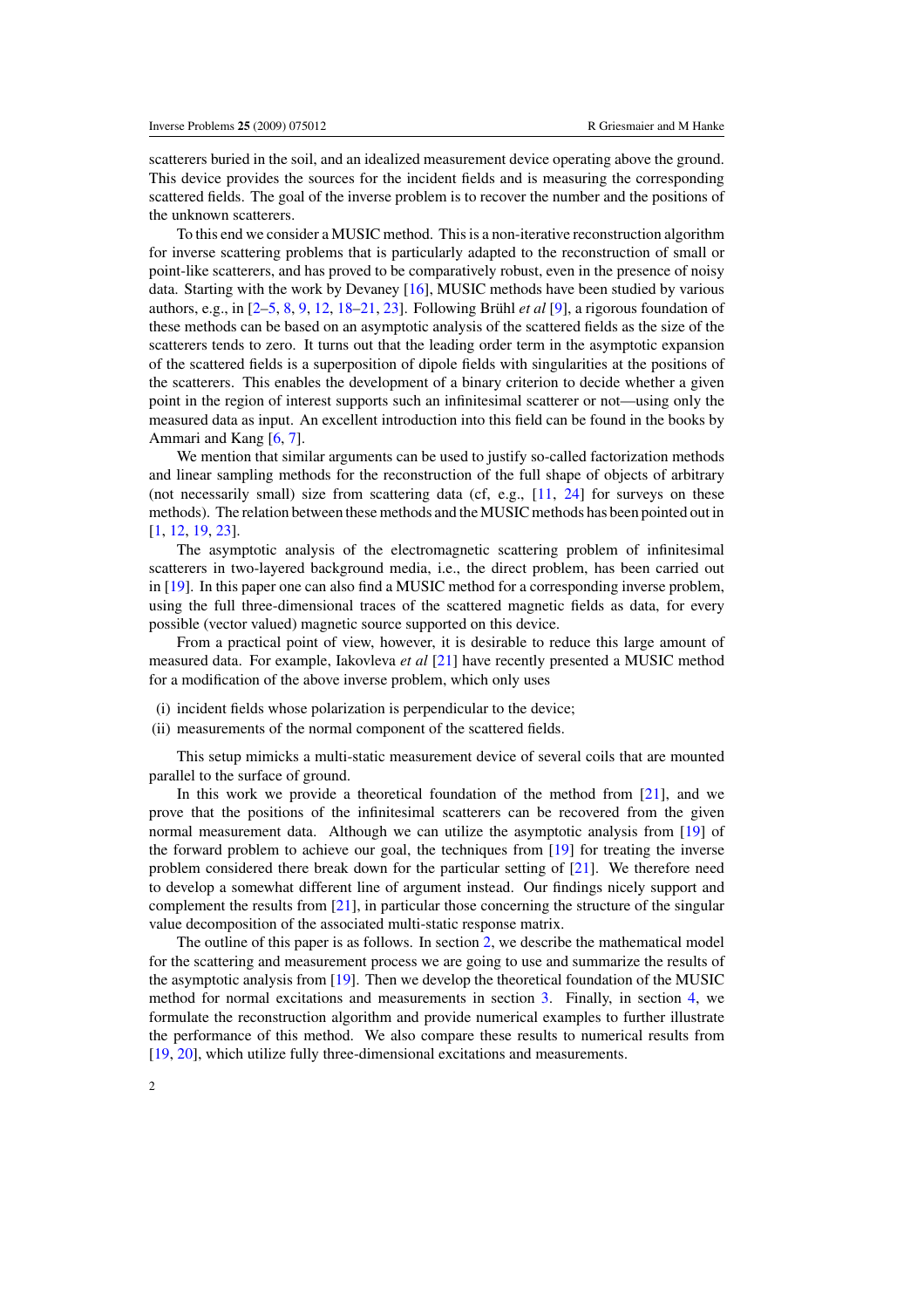scatterers buried in the soil, and an idealized measurement device operating above the ground. This device provides the sources for the incident fields and is measuring the corresponding scattered fields. The goal of the inverse problem is to recover the number and the positions of the unknown scatterers.

To this end we consider a MUSIC method. This is a non-iterative reconstruction algorithm for inverse scattering problems that is particularly adapted to the reconstruction of small or point-like scatterers, and has proved to be comparatively robust, even in the presence of noisy data. Starting with the work by Devaney [16], MUSIC methods have been studied by various authors, e.g., in [2–5, 8, 9, 12, 18–21, 23]. Following Brühl *et al* [9], a rigorous foundation of these methods can be based on an asymptotic analysis of the scattered fields as the size of the scatterers tends to zero. It turns out that the leading order term in the asymptotic expansion of the scattered fields is a superposition of dipole fields with singularities at the positions of the scatterers. This enables the development of a binary criterion to decide whether a given point in the region of interest supports such an infinitesimal scatterer or not—using only the measured data as input. An excellent introduction into this field can be found in the books by Ammari and Kang [6, 7].

We mention that similar arguments can be used to justify so-called factorization methods and linear sampling methods for the reconstruction of the full shape of objects of arbitrary (not necessarily small) size from scattering data (cf, e.g., [11, 24] for surveys on these methods). The relation between these methods and the MUSIC methods has been pointed out in [1, 12, 19, 23].

The asymptotic analysis of the electromagnetic scattering problem of infinitesimal scatterers in two-layered background media, i.e., the direct problem, has been carried out in [19]. In this paper one can also find a MUSIC method for a corresponding inverse problem, using the full three-dimensional traces of the scattered magnetic fields as data, for every possible (vector valued) magnetic source supported on this device.

From a practical point of view, however, it is desirable to reduce this large amount of measured data. For example, Iakovleva *et al* [21] have recently presented a MUSIC method for a modification of the above inverse problem, which only uses

(i) incident fields whose polarization is perpendicular to the device;
(ii) measurements of the normal component of the scattered fields.

This setup mimicks a multi-static measurement device of several coils that are mounted parallel to the surface of ground.

In this work we provide a theoretical foundation of the method from [21], and we prove that the positions of the infinitesimal scatterers can be recovered from the given normal measurement data. Although we can utilize the asymptotic analysis from [19] of the forward problem to achieve our goal, the techniques from [19] for treating the inverse problem considered there break down for the particular setting of [21]. We therefore need to develop a somewhat different line of argument instead. Our findings nicely support and complement the results from [21], in particular those concerning the structure of the singular value decomposition of the associated multi-static response matrix.

The outline of this paper is as follows. In section 2, we describe the mathematical model for the scattering and measurement process we are going to use and summarize the results of the asymptotic analysis from [19]. Then we develop the theoretical foundation of the MUSIC method for normal excitations and measurements in section 3. Finally, in section 4, we formulate the reconstruction algorithm and provide numerical examples to further illustrate the performance of this method. We also compare these results to numerical results from [19, 20], which utilize fully three-dimensional excitations and measurements.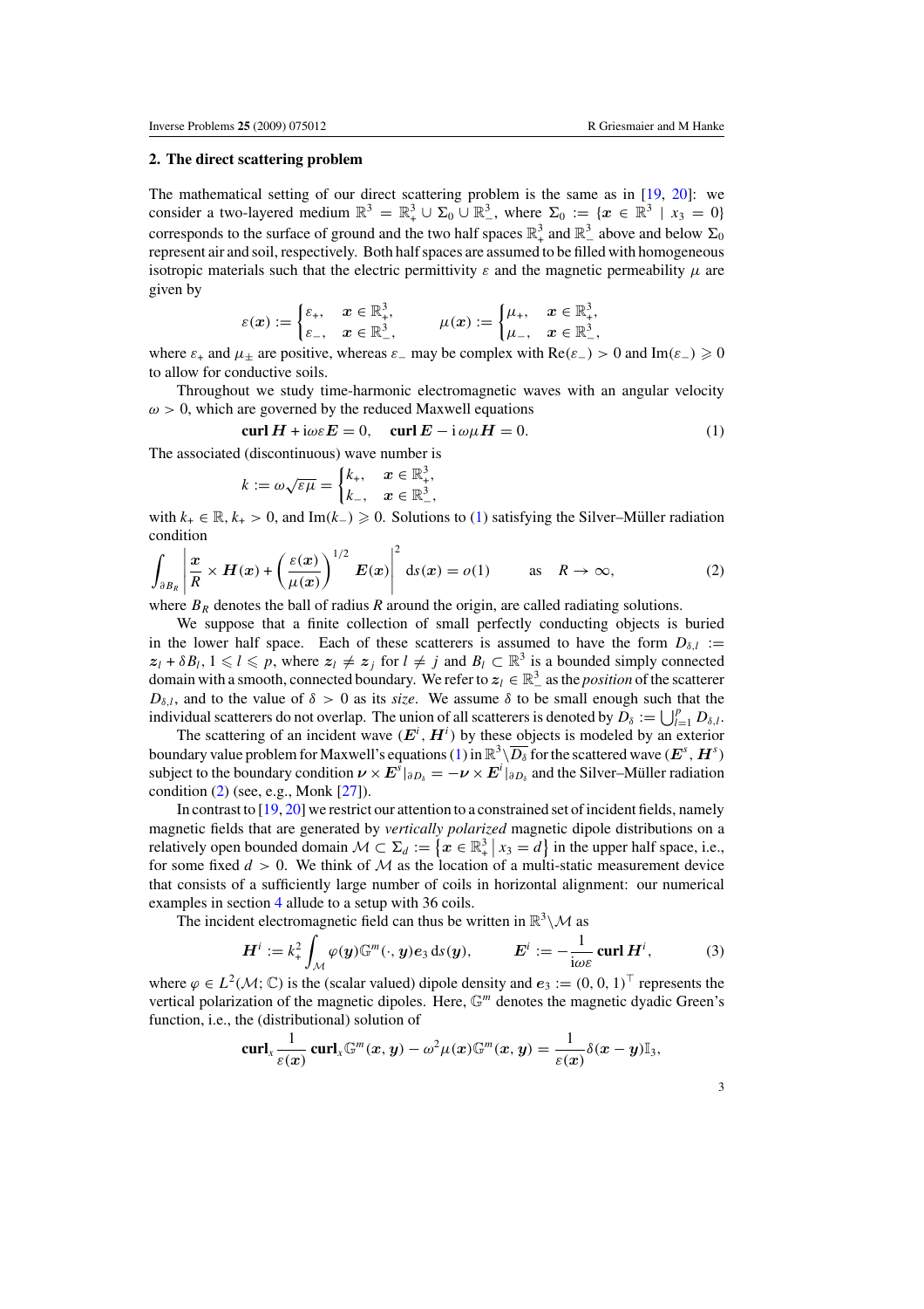## 2. The direct scattering problem

The mathematical setting of our direct scattering problem is the same as in [19, 20]: we consider a two-layered medium $\mathbb{R}^3 = \mathbb{R}^3_+ \cup \Sigma_0 \cup \mathbb{R}^3_-$, where $\Sigma_0 := \{\boldsymbol{x} \in \mathbb{R}^3 \mid x_3 = 0\}$ corresponds to the surface of ground and the two half spaces $\mathbb{R}^3_+$ and $\mathbb{R}^3_-$ above and below $\Sigma_0$ represent air and soil, respectively. Both half spaces are assumed to be filled with homogeneous isotropic materials such that the electric permittivity $\varepsilon$ and the magnetic permeability $\mu$ are given by

$$\varepsilon(\boldsymbol{x}) := \begin{cases} \varepsilon_+, & \boldsymbol{x} \in \mathbb{R}^3_+, \\ \varepsilon_-, & \boldsymbol{x} \in \mathbb{R}^3_-, \end{cases} \qquad \mu(\boldsymbol{x}) := \begin{cases} \mu_+, & \boldsymbol{x} \in \mathbb{R}^3_+, \\ \mu_-, & \boldsymbol{x} \in \mathbb{R}^3_-, \end{cases}$$

where $\varepsilon_+$ and $\mu_\pm$ are positive, whereas $\varepsilon_-$ may be complex with $\mathrm{Re}(\varepsilon_-) > 0$ and $\mathrm{Im}(\varepsilon_-) \geqslant 0$ to allow for conductive soils.

Throughout we study time-harmonic electromagnetic waves with an angular velocity $\omega > 0$, which are governed by the reduced Maxwell equations

$$\mathbf{curl}\, \boldsymbol{H} + \mathrm{i}\omega\varepsilon \boldsymbol{E} = 0, \qquad \mathbf{curl}\, \boldsymbol{E} - \mathrm{i}\,\omega\mu \boldsymbol{H} = 0. \tag{1}$$

The associated (discontinuous) wave number is

$$k := \omega\sqrt{\varepsilon\mu} = \begin{cases} k_+, & \boldsymbol{x} \in \mathbb{R}^3_+, \\ k_-, & \boldsymbol{x} \in \mathbb{R}^3_-, \end{cases}$$

with $k_+ \in \mathbb{R}$, $k_+ > 0$, and $\mathrm{Im}(k_-) \geqslant 0$. Solutions to (1) satisfying the Silver–Müller radiation condition

$$\int_{\partial B_R} \left| \frac{\boldsymbol{x}}{R} \times \boldsymbol{H}(\boldsymbol{x}) + \left(\frac{\varepsilon(\boldsymbol{x})}{\mu(\boldsymbol{x})}\right)^{1/2} \boldsymbol{E}(\boldsymbol{x}) \right|^2 \mathrm{d}s(\boldsymbol{x}) = o(1) \qquad \text{as} \quad R \to \infty, \tag{2}$$

where $B_R$ denotes the ball of radius $R$ around the origin, are called radiating solutions.

We suppose that a finite collection of small perfectly conducting objects is buried in the lower half space. Each of these scatterers is assumed to have the form $D_{\delta,l} := \boldsymbol{z}_l + \delta B_l$, $1 \leqslant l \leqslant p$, where $\boldsymbol{z}_l \neq \boldsymbol{z}_j$ for $l \neq j$ and $B_l \subset \mathbb{R}^3$ is a bounded simply connected domain with a smooth, connected boundary. We refer to $\boldsymbol{z}_l \in \mathbb{R}^3_-$ as the *position* of the scatterer $D_{\delta,l}$, and to the value of $\delta > 0$ as its *size*. We assume $\delta$ to be small enough such that the individual scatterers do not overlap. The union of all scatterers is denoted by $D_\delta := \bigcup_{l=1}^{p} D_{\delta,l}$.

The scattering of an incident wave $(\boldsymbol{E}^i, \boldsymbol{H}^i)$ by these objects is modeled by an exterior boundary value problem for Maxwell's equations (1) in $\mathbb{R}^3 \backslash \overline{D_\delta}$ for the scattered wave $(\boldsymbol{E}^s, \boldsymbol{H}^s)$ subject to the boundary condition $\boldsymbol{\nu} \times \boldsymbol{E}^s|_{\partial D_\delta} = -\boldsymbol{\nu} \times \boldsymbol{E}^i|_{\partial D_\delta}$ and the Silver–Müller radiation condition (2) (see, e.g., Monk [27]).

In contrast to [19, 20] we restrict our attention to a constrained set of incident fields, namely magnetic fields that are generated by *vertically polarized* magnetic dipole distributions on a relatively open bounded domain $\mathcal{M} \subset \Sigma_d := \{\boldsymbol{x} \in \mathbb{R}^3_+ \mid x_3 = d\}$ in the upper half space, i.e., for some fixed $d > 0$. We think of $\mathcal{M}$ as the location of a multi-static measurement device that consists of a sufficiently large number of coils in horizontal alignment: our numerical examples in section 4 allude to a setup with 36 coils.

The incident electromagnetic field can thus be written in $\mathbb{R}^3 \backslash \mathcal{M}$ as

$$\boldsymbol{H}^i := k_+^2 \int_{\mathcal{M}} \varphi(\boldsymbol{y}) \mathbb{G}^m(\cdot, \boldsymbol{y}) \boldsymbol{e}_3 \,\mathrm{d}s(\boldsymbol{y}), \qquad \boldsymbol{E}^i := -\frac{1}{\mathrm{i}\omega\varepsilon}\, \mathbf{curl}\, \boldsymbol{H}^i, \tag{3}$$

where $\varphi \in L^2(\mathcal{M}; \mathbb{C})$ is the (scalar valued) dipole density and $\boldsymbol{e}_3 := (0, 0, 1)^\top$ represents the vertical polarization of the magnetic dipoles. Here, $\mathbb{G}^m$ denotes the magnetic dyadic Green's function, i.e., the (distributional) solution of

$$\mathbf{curl}_x \frac{1}{\varepsilon(\boldsymbol{x})}\, \mathbf{curl}_x \mathbb{G}^m(\boldsymbol{x}, \boldsymbol{y}) - \omega^2 \mu(\boldsymbol{x}) \mathbb{G}^m(\boldsymbol{x}, \boldsymbol{y}) = \frac{1}{\varepsilon(\boldsymbol{x})} \delta(\boldsymbol{x} - \boldsymbol{y}) \mathbb{I}_3,$$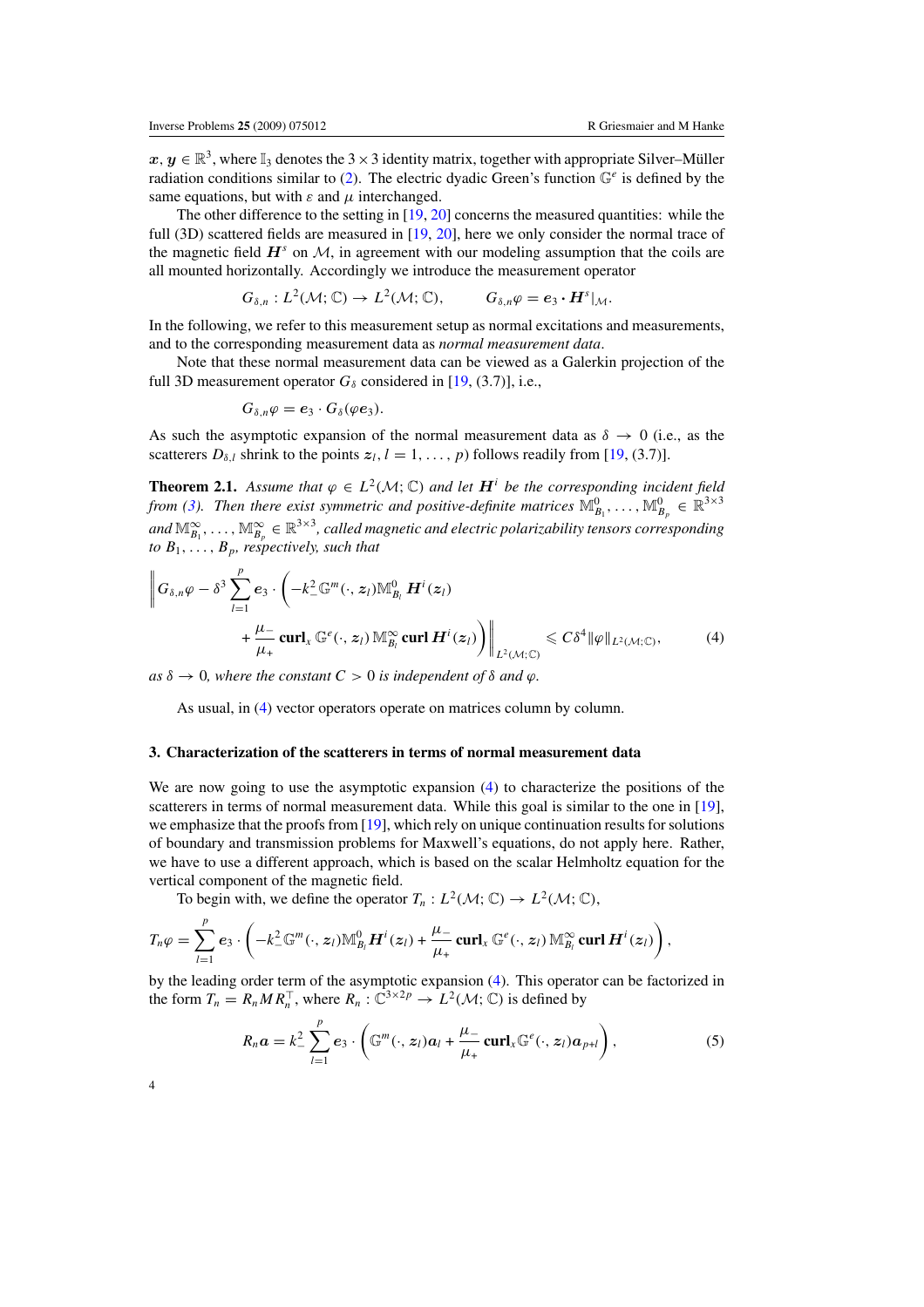$\boldsymbol{x}, \boldsymbol{y} \in \mathbb{R}^3$, where $\mathbb{I}_3$ denotes the $3 \times 3$ identity matrix, together with appropriate Silver–Müller radiation conditions similar to (2). The electric dyadic Green's function $\mathbb{G}^e$ is defined by the same equations, but with $\varepsilon$ and $\mu$ interchanged.

The other difference to the setting in [19, 20] concerns the measured quantities: while the full (3D) scattered fields are measured in [19, 20], here we only consider the normal trace of the magnetic field $\boldsymbol{H}^s$ on $\mathcal{M}$, in agreement with our modeling assumption that the coils are all mounted horizontally. Accordingly we introduce the measurement operator

$$G_{\delta,n} : L^2(\mathcal{M}; \mathbb{C}) \to L^2(\mathcal{M}; \mathbb{C}), \qquad G_{\delta,n}\varphi = \boldsymbol{e}_3 \cdot \boldsymbol{H}^s|_{\mathcal{M}}.$$

In the following, we refer to this measurement setup as normal excitations and measurements, and to the corresponding measurement data as *normal measurement data*.

Note that these normal measurement data can be viewed as a Galerkin projection of the full 3D measurement operator $G_\delta$ considered in [19, (3.7)], i.e.,

$$G_{\delta,n}\varphi = \boldsymbol{e}_3 \cdot G_\delta(\varphi \boldsymbol{e}_3).$$

As such the asymptotic expansion of the normal measurement data as $\delta \to 0$ (i.e., as the scatterers $D_{\delta,l}$ shrink to the points $\boldsymbol{z}_l$, $l = 1, \ldots, p$) follows readily from [19, (3.7)].

**Theorem 2.1.** *Assume that $\varphi \in L^2(\mathcal{M}; \mathbb{C})$ and let $\boldsymbol{H}^i$ be the corresponding incident field from (3). Then there exist symmetric and positive-definite matrices $\mathbb{M}^0_{B_1}, \ldots, \mathbb{M}^0_{B_p} \in \mathbb{R}^{3\times 3}$ and $\mathbb{M}^\infty_{B_1}, \ldots, \mathbb{M}^\infty_{B_p} \in \mathbb{R}^{3\times 3}$, called magnetic and electric polarizability tensors corresponding to $B_1, \ldots, B_p$, respectively, such that*

$$\left\| G_{\delta,n}\varphi - \delta^3 \sum_{l=1}^{p} \boldsymbol{e}_3 \cdot \left( -k_-^2 \mathbb{G}^m(\cdot, \boldsymbol{z}_l) \mathbb{M}^0_{B_l} \boldsymbol{H}^i(\boldsymbol{z}_l) + \frac{\mu_-}{\mu_+} \operatorname{\mathbf{curl}}_x \mathbb{G}^e(\cdot, \boldsymbol{z}_l)\, \mathbb{M}^\infty_{B_l} \operatorname{\mathbf{curl}} \boldsymbol{H}^i(\boldsymbol{z}_l) \right) \right\|_{L^2(\mathcal{M};\mathbb{C})} \leqslant C\delta^4 \|\varphi\|_{L^2(\mathcal{M};\mathbb{C})}, \tag{4}$$

*as $\delta \to 0$, where the constant $C > 0$ is independent of $\delta$ and $\varphi$.*

As usual, in (4) vector operators operate on matrices column by column.

## 3. Characterization of the scatterers in terms of normal measurement data

We are now going to use the asymptotic expansion (4) to characterize the positions of the scatterers in terms of normal measurement data. While this goal is similar to the one in [19], we emphasize that the proofs from [19], which rely on unique continuation results for solutions of boundary and transmission problems for Maxwell's equations, do not apply here. Rather, we have to use a different approach, which is based on the scalar Helmholtz equation for the vertical component of the magnetic field.

To begin with, we define the operator $T_n : L^2(\mathcal{M}; \mathbb{C}) \to L^2(\mathcal{M}; \mathbb{C})$,

$$T_n\varphi = \sum_{l=1}^{p} \boldsymbol{e}_3 \cdot \left( -k_-^2 \mathbb{G}^m(\cdot, \boldsymbol{z}_l) \mathbb{M}^0_{B_l} \boldsymbol{H}^i(\boldsymbol{z}_l) + \frac{\mu_-}{\mu_+} \operatorname{\mathbf{curl}}_x \mathbb{G}^e(\cdot, \boldsymbol{z}_l)\, \mathbb{M}^\infty_{B_l} \operatorname{\mathbf{curl}} \boldsymbol{H}^i(\boldsymbol{z}_l) \right),$$

by the leading order term of the asymptotic expansion (4). This operator can be factorized in the form $T_n = R_n M R_n^\top$, where $R_n : \mathbb{C}^{3\times 2p} \to L^2(\mathcal{M}; \mathbb{C})$ is defined by

$$R_n \boldsymbol{a} = k_-^2 \sum_{l=1}^{p} \boldsymbol{e}_3 \cdot \left( \mathbb{G}^m(\cdot, \boldsymbol{z}_l) \boldsymbol{a}_l + \frac{\mu_-}{\mu_+} \operatorname{\mathbf{curl}}_x \mathbb{G}^e(\cdot, \boldsymbol{z}_l) \boldsymbol{a}_{p+l} \right), \tag{5}$$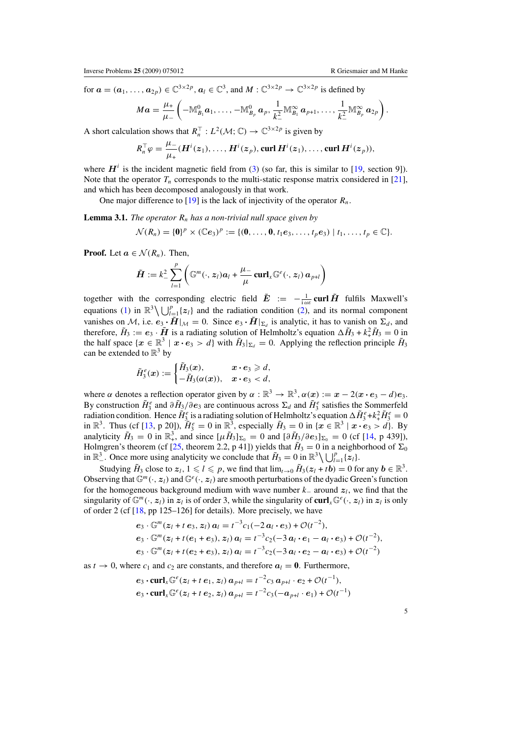for $\boldsymbol{a} = (\boldsymbol{a}_1, \ldots, \boldsymbol{a}_{2p}) \in \mathbb{C}^{3\times 2p}$, $\boldsymbol{a}_l \in \mathbb{C}^3$, and $M : \mathbb{C}^{3\times 2p} \to \mathbb{C}^{3\times 2p}$ is defined by

$$M\boldsymbol{a} = \frac{\mu_+}{\mu_-}\left(-\mathbb{M}^0_{B_1}\boldsymbol{a}_1, \ldots, -\mathbb{M}^0_{B_p}\boldsymbol{a}_p, \frac{1}{k_-^2}\mathbb{M}^\infty_{B_1}\boldsymbol{a}_{p+1}, \ldots, \frac{1}{k_-^2}\mathbb{M}^\infty_{B_p}\boldsymbol{a}_{2p}\right).$$

A short calculation shows that $R_n^\top : L^2(\mathcal{M}; \mathbb{C}) \to \mathbb{C}^{3\times 2p}$ is given by

$$R_n^\top\varphi = \frac{\mu_-}{\mu_+}(\boldsymbol{H}^i(\boldsymbol{z}_1), \ldots, \boldsymbol{H}^i(\boldsymbol{z}_p), \mathbf{curl}\,\boldsymbol{H}^i(\boldsymbol{z}_1), \ldots, \mathbf{curl}\,\boldsymbol{H}^i(\boldsymbol{z}_p)),$$

where $\boldsymbol{H}^i$ is the incident magnetic field from (3) (so far, this is similar to [19, section 9]). Note that the operator $T_n$ corresponds to the multi-static response matrix considered in [21], and which has been decomposed analogously in that work.

One major difference to [19] is the lack of injectivity of the operator $R_n$.

**Lemma 3.1.** *The operator $R_n$ has a non-trivial null space given by*

$$\mathcal{N}(R_n) = \{\mathbf{0}\}^p \times (\mathbb{C}\boldsymbol{e}_3)^p := \{(\mathbf{0}, \ldots, \mathbf{0}, t_1\boldsymbol{e}_3, \ldots, t_p\boldsymbol{e}_3) \mid t_1, \ldots, t_p \in \mathbb{C}\}.$$

**Proof.** Let $\boldsymbol{a} \in \mathcal{N}(R_n)$. Then,

$$\tilde{\boldsymbol{H}} := k_-^2\sum_{l=1}^p\left(\mathbb{G}^m(\cdot, \boldsymbol{z}_l)\boldsymbol{a}_l + \frac{\mu_-}{\mu}\mathbf{curl}_x\mathbb{G}^e(\cdot, \boldsymbol{z}_l)\,\boldsymbol{a}_{p+l}\right)$$

together with the corresponding electric field $\tilde{\boldsymbol{E}} := -\frac{1}{\mathrm{i}\omega\varepsilon}\,\mathbf{curl}\,\tilde{\boldsymbol{H}}$ fulfils Maxwell's equations (1) in $\mathbb{R}^3\setminus\bigcup_{l=1}^p\{\boldsymbol{z}_l\}$ and the radiation condition (2), and its normal component vanishes on $\mathcal{M}$, i.e. $\boldsymbol{e}_3\cdot\tilde{\boldsymbol{H}}|_{\mathcal{M}} = 0$. Since $\boldsymbol{e}_3\cdot\tilde{\boldsymbol{H}}|_{\Sigma_d}$ is analytic, it has to vanish on $\Sigma_d$, and therefore, $\tilde{H}_3 := \boldsymbol{e}_3\cdot\tilde{\boldsymbol{H}}$ is a radiating solution of Helmholtz's equation $\Delta\tilde{H}_3 + k_+^2\tilde{H}_3 = 0$ in the half space $\{\boldsymbol{x}\in\mathbb{R}^3 \mid \boldsymbol{x}\cdot\boldsymbol{e}_3 > d\}$ with $\tilde{H}_3|_{\Sigma_d} = 0$. Applying the reflection principle $\tilde{H}_3$ can be extended to $\mathbb{R}^3$ by

$$\tilde{H}_3^e(\boldsymbol{x}) := \begin{cases}\tilde{H}_3(\boldsymbol{x}), & \boldsymbol{x}\cdot\boldsymbol{e}_3 \geqslant d,\\ -\tilde{H}_3(\alpha(\boldsymbol{x})), & \boldsymbol{x}\cdot\boldsymbol{e}_3 < d,\end{cases}$$

where $\alpha$ denotes a reflection operator given by $\alpha : \mathbb{R}^3 \to \mathbb{R}^3$, $\alpha(\boldsymbol{x}) := \boldsymbol{x} - 2(\boldsymbol{x}\cdot\boldsymbol{e}_3 - d)\boldsymbol{e}_3$. By construction $\tilde{H}_3^e$ and $\partial\tilde{H}_3/\partial\boldsymbol{e}_3$ are continuous across $\Sigma_d$ and $\tilde{H}_3^e$ satisfies the Sommerfeld radiation condition. Hence $\tilde{H}_3^e$ is a radiating solution of Helmholtz's equation $\Delta\tilde{H}_3^e + k_+^2\tilde{H}_3^e = 0$ in $\mathbb{R}^3$. Thus (cf [13, p 20]), $\tilde{H}_3^e = 0$ in $\mathbb{R}^3$, especially $\tilde{H}_3 = 0$ in $\{\boldsymbol{x}\in\mathbb{R}^3 \mid \boldsymbol{x}\cdot\boldsymbol{e}_3 > d\}$. By analyticity $\tilde{H}_3 = 0$ in $\mathbb{R}^3_+$, and since $[\mu\tilde{H}_3]_{\Sigma_0} = 0$ and $[\partial\tilde{H}_3/\partial\boldsymbol{e}_3]_{\Sigma_0} = 0$ (cf [14, p 439]), Holmgren's theorem (cf [25, theorem 2.2, p 41]) yields that $\tilde{H}_3 = 0$ in a neighborhood of $\Sigma_0$ in $\mathbb{R}^3_-$. Once more using analyticity we conclude that $\tilde{H}_3 = 0$ in $\mathbb{R}^3\setminus\bigcup_{l=1}^p\{\boldsymbol{z}_l\}$.

Studying $\tilde{H}_3$ close to $\boldsymbol{z}_l$, $1\leqslant l\leqslant p$, we find that $\lim_{t\to 0}\tilde{H}_3(\boldsymbol{z}_l + t\boldsymbol{b}) = 0$ for any $\boldsymbol{b}\in\mathbb{R}^3$. Observing that $\mathbb{G}^m(\cdot, \boldsymbol{z}_l)$ and $\mathbb{G}^e(\cdot, \boldsymbol{z}_l)$ are smooth perturbations of the dyadic Green's function for the homogeneous background medium with wave number $k_-$ around $\boldsymbol{z}_l$, we find that the singularity of $\mathbb{G}^m(\cdot, \boldsymbol{z}_l)$ in $\boldsymbol{z}_l$ is of order 3, while the singularity of $\mathbf{curl}_x\mathbb{G}^e(\cdot, \boldsymbol{z}_l)$ in $\boldsymbol{z}_l$ is only of order 2 (cf [18, pp 125–126] for details). More precisely, we have

$$\begin{aligned}
\boldsymbol{e}_3\cdot\mathbb{G}^m(\boldsymbol{z}_l + t\,\boldsymbol{e}_3, \boldsymbol{z}_l)\,\boldsymbol{a}_l &= t^{-3}c_1(-2\,\boldsymbol{a}_l\cdot\boldsymbol{e}_3) + \mathcal{O}(t^{-2}),\\
\boldsymbol{e}_3\cdot\mathbb{G}^m(\boldsymbol{z}_l + t(\boldsymbol{e}_1 + \boldsymbol{e}_3), \boldsymbol{z}_l)\,\boldsymbol{a}_l &= t^{-3}c_2(-3\,\boldsymbol{a}_l\cdot\boldsymbol{e}_1 - \boldsymbol{a}_l\cdot\boldsymbol{e}_3) + \mathcal{O}(t^{-2}),\\
\boldsymbol{e}_3\cdot\mathbb{G}^m(\boldsymbol{z}_l + t(\boldsymbol{e}_2 + \boldsymbol{e}_3), \boldsymbol{z}_l)\,\boldsymbol{a}_l &= t^{-3}c_2(-3\,\boldsymbol{a}_l\cdot\boldsymbol{e}_2 - \boldsymbol{a}_l\cdot\boldsymbol{e}_3) + \mathcal{O}(t^{-2})
\end{aligned}$$

as $t\to 0$, where $c_1$ and $c_2$ are constants, and therefore $\boldsymbol{a}_l = \mathbf{0}$. Furthermore,

$$\begin{aligned}
\boldsymbol{e}_3\cdot\mathbf{curl}_x\mathbb{G}^e(\boldsymbol{z}_l + t\,\boldsymbol{e}_1, \boldsymbol{z}_l)\,\boldsymbol{a}_{p+l} &= t^{-2}c_3\,\boldsymbol{a}_{p+l}\cdot\boldsymbol{e}_2 + \mathcal{O}(t^{-1}),\\
\boldsymbol{e}_3\cdot\mathbf{curl}_x\mathbb{G}^e(\boldsymbol{z}_l + t\,\boldsymbol{e}_2, \boldsymbol{z}_l)\,\boldsymbol{a}_{p+l} &= t^{-2}c_3(-\boldsymbol{a}_{p+l}\cdot\boldsymbol{e}_1) + \mathcal{O}(t^{-1})
\end{aligned}$$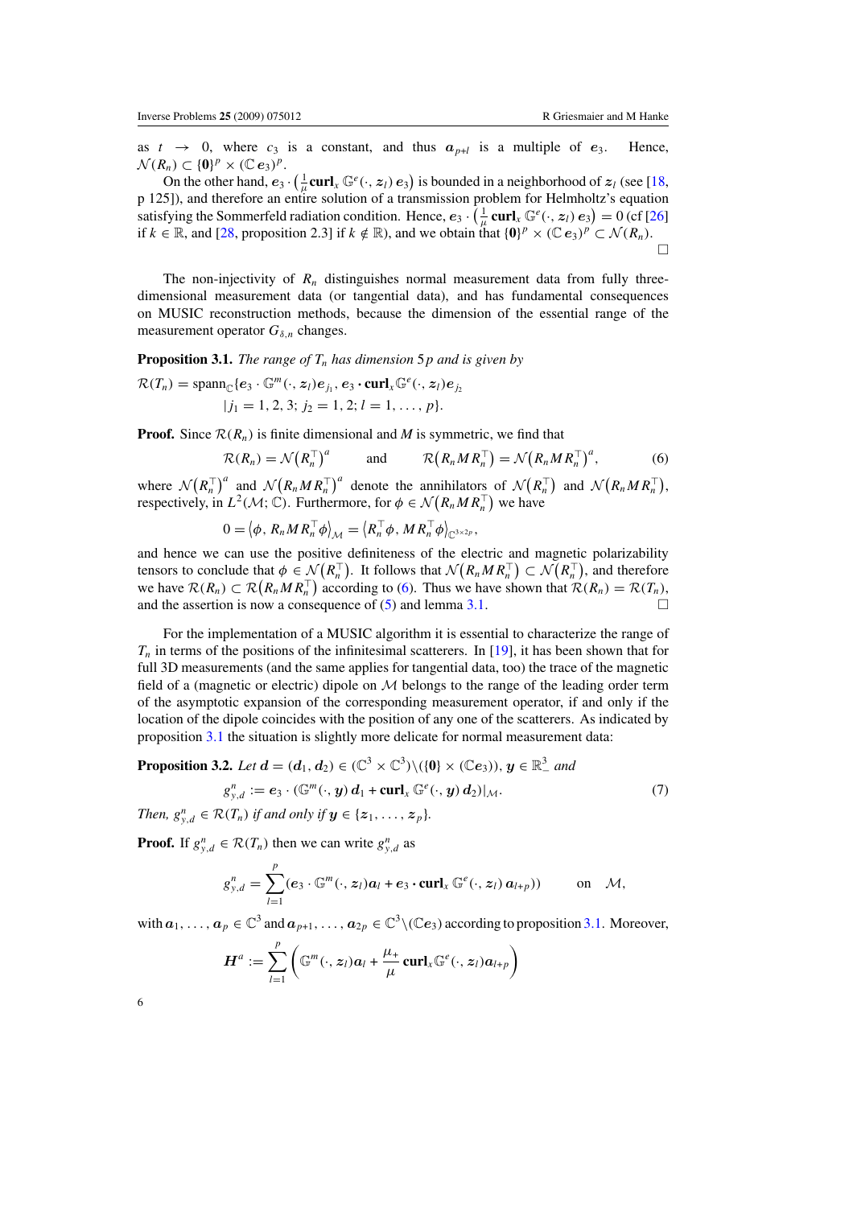as $t \to 0$, where $c_3$ is a constant, and thus $\boldsymbol{a}_{p+l}$ is a multiple of $\boldsymbol{e}_3$. Hence, $\mathcal{N}(R_n) \subset \{\mathbf{0}\}^p \times (\mathbb{C}\,\boldsymbol{e}_3)^p$.

On the other hand, $\boldsymbol{e}_3 \cdot \left(\frac{1}{\mu}\,\mathbf{curl}_x\,\mathbb{G}^e(\cdot, \boldsymbol{z}_l)\,\boldsymbol{e}_3\right)$ is bounded in a neighborhood of $\boldsymbol{z}_l$ (see [18, p 125]), and therefore an entire solution of a transmission problem for Helmholtz's equation satisfying the Sommerfeld radiation condition. Hence, $\boldsymbol{e}_3 \cdot \left(\frac{1}{\mu}\,\mathbf{curl}_x\,\mathbb{G}^e(\cdot, \boldsymbol{z}_l)\,\boldsymbol{e}_3\right) = 0$ (cf [26] if $k \in \mathbb{R}$, and [28, proposition 2.3] if $k \notin \mathbb{R}$), and we obtain that $\{\mathbf{0}\}^p \times (\mathbb{C}\,\boldsymbol{e}_3)^p \subset \mathcal{N}(R_n)$. □

The non-injectivity of $R_n$ distinguishes normal measurement data from fully three-dimensional measurement data (or tangential data), and has fundamental consequences on MUSIC reconstruction methods, because the dimension of the essential range of the measurement operator $G_{\delta,n}$ changes.

**Proposition 3.1.** *The range of $T_n$ has dimension $5p$ and is given by*

$$\mathcal{R}(T_n) = \operatorname{span}_{\mathbb{C}}\{\boldsymbol{e}_3 \cdot \mathbb{G}^m(\cdot, \boldsymbol{z}_l)\boldsymbol{e}_{j_1}, \boldsymbol{e}_3 \cdot \mathbf{curl}_x\mathbb{G}^e(\cdot, \boldsymbol{z}_l)\boldsymbol{e}_{j_2} \\ \qquad |\, j_1 = 1, 2, 3;\ j_2 = 1, 2;\ l = 1, \ldots, p\}.$$

**Proof.** Since $\mathcal{R}(R_n)$ is finite dimensional and $M$ is symmetric, we find that

$$\mathcal{R}(R_n) = \mathcal{N}\big(R_n^\top\big)^a \qquad \text{and} \qquad \mathcal{R}\big(R_n M R_n^\top\big) = \mathcal{N}\big(R_n M R_n^\top\big)^a, \tag{6}$$

where $\mathcal{N}\big(R_n^\top\big)^a$ and $\mathcal{N}\big(R_n M R_n^\top\big)^a$ denote the annihilators of $\mathcal{N}\big(R_n^\top\big)$ and $\mathcal{N}\big(R_n M R_n^\top\big)$, respectively, in $L^2(\mathcal{M};\mathbb{C})$. Furthermore, for $\phi \in \mathcal{N}\big(R_n M R_n^\top\big)$ we have

$$0 = \big\langle \phi, R_n M R_n^\top \phi\big\rangle_{\mathcal{M}} = \big\langle R_n^\top \phi, M R_n^\top \phi\big\rangle_{\mathbb{C}^{3\times 2p}},$$

and hence we can use the positive definiteness of the electric and magnetic polarizability tensors to conclude that $\phi \in \mathcal{N}\big(R_n^\top\big)$. It follows that $\mathcal{N}\big(R_n M R_n^\top\big) \subset \mathcal{N}\big(R_n^\top\big)$, and therefore we have $\mathcal{R}(R_n) \subset \mathcal{R}\big(R_n M R_n^\top\big)$ according to (6). Thus we have shown that $\mathcal{R}(R_n) = \mathcal{R}(T_n)$, and the assertion is now a consequence of (5) and lemma 3.1. □

For the implementation of a MUSIC algorithm it is essential to characterize the range of $T_n$ in terms of the positions of the infinitesimal scatterers. In [19], it has been shown that for full 3D measurements (and the same applies for tangential data, too) the trace of the magnetic field of a (magnetic or electric) dipole on $\mathcal{M}$ belongs to the range of the leading order term of the asymptotic expansion of the corresponding measurement operator, if and only if the location of the dipole coincides with the position of any one of the scatterers. As indicated by proposition 3.1 the situation is slightly more delicate for normal measurement data:

**Proposition 3.2.** *Let $\boldsymbol{d} = (\boldsymbol{d}_1, \boldsymbol{d}_2) \in (\mathbb{C}^3 \times \mathbb{C}^3)\backslash(\{\mathbf{0}\} \times (\mathbb{C}\boldsymbol{e}_3))$, $\boldsymbol{y} \in \mathbb{R}^3_-$ and*

$$g^n_{y,d} := \boldsymbol{e}_3 \cdot (\mathbb{G}^m(\cdot, \boldsymbol{y})\,\boldsymbol{d}_1 + \mathbf{curl}_x\,\mathbb{G}^e(\cdot, \boldsymbol{y})\,\boldsymbol{d}_2)|_{\mathcal{M}}. \tag{7}$$

*Then, $g^n_{y,d} \in \mathcal{R}(T_n)$ if and only if $\boldsymbol{y} \in \{\boldsymbol{z}_1, \ldots, \boldsymbol{z}_p\}$.*

**Proof.** If $g^n_{y,d} \in \mathcal{R}(T_n)$ then we can write $g^n_{y,d}$ as

$$g^n_{y,d} = \sum_{l=1}^{p}(\boldsymbol{e}_3 \cdot \mathbb{G}^m(\cdot, \boldsymbol{z}_l)\boldsymbol{a}_l + \boldsymbol{e}_3 \cdot \mathbf{curl}_x\,\mathbb{G}^e(\cdot, \boldsymbol{z}_l)\,\boldsymbol{a}_{l+p})) \qquad \text{on} \quad \mathcal{M},$$

with $\boldsymbol{a}_1, \ldots, \boldsymbol{a}_p \in \mathbb{C}^3$ and $\boldsymbol{a}_{p+1}, \ldots, \boldsymbol{a}_{2p} \in \mathbb{C}^3\backslash(\mathbb{C}\boldsymbol{e}_3)$ according to proposition 3.1. Moreover,

$$\boldsymbol{H}^a := \sum_{l=1}^{p}\left(\mathbb{G}^m(\cdot, \boldsymbol{z}_l)\boldsymbol{a}_l + \frac{\mu_+}{\mu}\,\mathbf{curl}_x\mathbb{G}^e(\cdot, \boldsymbol{z}_l)\boldsymbol{a}_{l+p}\right)$$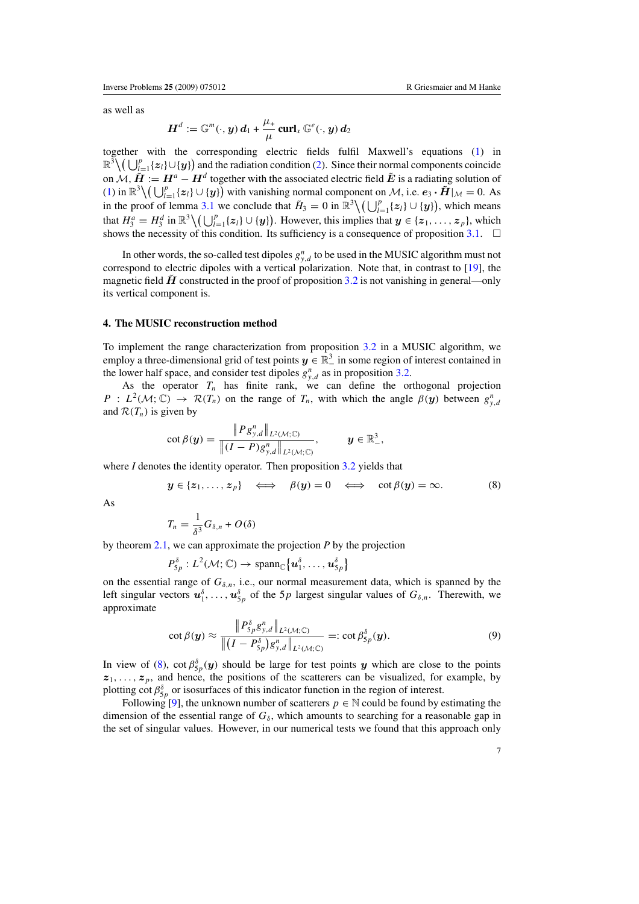as well as

$$\boldsymbol{H}^d := \mathbb{G}^m(\cdot, \boldsymbol{y})\, \boldsymbol{d}_1 + \frac{\mu_+}{\mu}\, \mathbf{curl}_x\, \mathbb{G}^e(\cdot, \boldsymbol{y})\, \boldsymbol{d}_2$$

together with the corresponding electric fields fulfil Maxwell's equations (1) in $\mathbb{R}^3 \setminus \left( \bigcup_{l=1}^{p} \{\boldsymbol{z}_l\} \cup \{\boldsymbol{y}\} \right)$ and the radiation condition (2). Since their normal components coincide on $\mathcal{M}$, $\tilde{\boldsymbol{H}} := \boldsymbol{H}^a - \boldsymbol{H}^d$ together with the associated electric field $\tilde{\boldsymbol{E}}$ is a radiating solution of (1) in $\mathbb{R}^3 \setminus \left( \bigcup_{l=1}^{p} \{\boldsymbol{z}_l\} \cup \{\boldsymbol{y}\} \right)$ with vanishing normal component on $\mathcal{M}$, i.e. $\boldsymbol{e}_3 \cdot \tilde{\boldsymbol{H}}|_{\mathcal{M}} = 0$. As in the proof of lemma 3.1 we conclude that $\tilde{H}_3 = 0$ in $\mathbb{R}^3 \setminus \left( \bigcup_{l=1}^{p} \{\boldsymbol{z}_l\} \cup \{\boldsymbol{y}\} \right)$, which means that $H_3^a = H_3^d$ in $\mathbb{R}^3 \setminus \left( \bigcup_{l=1}^{p} \{\boldsymbol{z}_l\} \cup \{\boldsymbol{y}\} \right)$. However, this implies that $\boldsymbol{y} \in \{\boldsymbol{z}_1, \ldots, \boldsymbol{z}_p\}$, which shows the necessity of this condition. Its sufficiency is a consequence of proposition 3.1. □

In other words, the so-called test dipoles $g_{y,d}^n$ to be used in the MUSIC algorithm must not correspond to electric dipoles with a vertical polarization. Note that, in contrast to [19], the magnetic field $\tilde{\boldsymbol{H}}$ constructed in the proof of proposition 3.2 is not vanishing in general—only its vertical component is.

## 4. The MUSIC reconstruction method

To implement the range characterization from proposition 3.2 in a MUSIC algorithm, we employ a three-dimensional grid of test points $\boldsymbol{y} \in \mathbb{R}^3_-$ in some region of interest contained in the lower half space, and consider test dipoles $g_{y,d}^n$ as in proposition 3.2.

As the operator $T_n$ has finite rank, we can define the orthogonal projection $P : L^2(\mathcal{M}; \mathbb{C}) \to \mathcal{R}(T_n)$ on the range of $T_n$, with which the angle $\beta(\boldsymbol{y})$ between $g_{y,d}^n$ and $\mathcal{R}(T_n)$ is given by

$$\cot \beta(\boldsymbol{y}) = \frac{\left\| P g_{y,d}^n \right\|_{L^2(\mathcal{M};\mathbb{C})}}{\left\| (I - P) g_{y,d}^n \right\|_{L^2(\mathcal{M};\mathbb{C})}}, \qquad \boldsymbol{y} \in \mathbb{R}^3_-,$$

where $I$ denotes the identity operator. Then proposition 3.2 yields that

$$\boldsymbol{y} \in \{\boldsymbol{z}_1, \ldots, \boldsymbol{z}_p\} \quad \Longleftrightarrow \quad \beta(\boldsymbol{y}) = 0 \quad \Longleftrightarrow \quad \cot \beta(\boldsymbol{y}) = \infty. \tag{8}$$

As

$$T_n = \frac{1}{\delta^3} G_{\delta,n} + O(\delta)$$

by theorem 2.1, we can approximate the projection $P$ by the projection

$$P_{5p}^\delta : L^2(\mathcal{M}; \mathbb{C}) \to \operatorname{span}_{\mathbb{C}}\left\{ \boldsymbol{u}_1^\delta, \ldots, \boldsymbol{u}_{5p}^\delta \right\}$$

on the essential range of $G_{\delta,n}$, i.e., our normal measurement data, which is spanned by the left singular vectors $\boldsymbol{u}_1^\delta, \ldots, \boldsymbol{u}_{5p}^\delta$ of the $5p$ largest singular values of $G_{\delta,n}$. Therewith, we approximate

$$\cot \beta(\boldsymbol{y}) \approx \frac{\left\| P_{5p}^\delta g_{y,d}^n \right\|_{L^2(\mathcal{M};\mathbb{C})}}{\left\| \left(I - P_{5p}^\delta\right) g_{y,d}^n \right\|_{L^2(\mathcal{M};\mathbb{C})}} =: \cot \beta_{5p}^\delta(\boldsymbol{y}). \tag{9}$$

In view of (8), $\cot \beta_{5p}^\delta(\boldsymbol{y})$ should be large for test points $\boldsymbol{y}$ which are close to the points $\boldsymbol{z}_1, \ldots, \boldsymbol{z}_p$, and hence, the positions of the scatterers can be visualized, for example, by plotting $\cot \beta_{5p}^\delta$ or isosurfaces of this indicator function in the region of interest.

Following [9], the unknown number of scatterers $p \in \mathbb{N}$ could be found by estimating the dimension of the essential range of $G_\delta$, which amounts to searching for a reasonable gap in the set of singular values. However, in our numerical tests we found that this approach only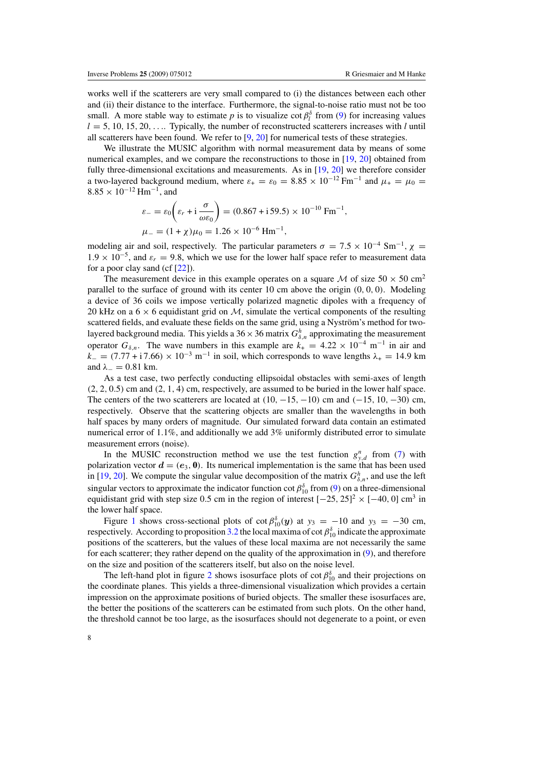works well if the scatterers are very small compared to (i) the distances between each other and (ii) their distance to the interface. Furthermore, the signal-to-noise ratio must not be too small. A more stable way to estimate $p$ is to visualize $\cot\beta_l^\delta$ from (9) for increasing values $l = 5, 10, 15, 20, \ldots$. Typically, the number of reconstructed scatterers increases with $l$ until all scatterers have been found. We refer to [9, 20] for numerical tests of these strategies.

We illustrate the MUSIC algorithm with normal measurement data by means of some numerical examples, and we compare the reconstructions to those in [19, 20] obtained from fully three-dimensional excitations and measurements. As in [19, 20] we therefore consider a two-layered background medium, where $\varepsilon_+ = \varepsilon_0 = 8.85 \times 10^{-12}\,\mathrm{Fm}^{-1}$ and $\mu_+ = \mu_0 = 8.85 \times 10^{-12}\,\mathrm{Hm}^{-1}$, and

$$\varepsilon_- = \varepsilon_0\left(\varepsilon_r + \mathrm{i}\,\frac{\sigma}{\omega\varepsilon_0}\right) = (0.867 + \mathrm{i}\,59.5) \times 10^{-10}\,\mathrm{Fm}^{-1},$$

$$\mu_- = (1+\chi)\mu_0 = 1.26 \times 10^{-6}\,\mathrm{Hm}^{-1},$$

modeling air and soil, respectively. The particular parameters $\sigma = 7.5 \times 10^{-4}\,\mathrm{Sm}^{-1}$, $\chi = 1.9 \times 10^{-5}$, and $\varepsilon_r = 9.8$, which we use for the lower half space refer to measurement data for a poor clay sand (cf [22]).

The measurement device in this example operates on a square $\mathcal{M}$ of size $50 \times 50\,\mathrm{cm}^2$ parallel to the surface of ground with its center 10 cm above the origin $(0, 0, 0)$. Modeling a device of 36 coils we impose vertically polarized magnetic dipoles with a frequency of 20 kHz on a $6 \times 6$ equidistant grid on $\mathcal{M}$, simulate the vertical components of the resulting scattered fields, and evaluate these fields on the same grid, using a Nyström's method for two-layered background media. This yields a $36 \times 36$ matrix $G_{\delta,n}^h$ approximating the measurement operator $G_{\delta,n}$. The wave numbers in this example are $k_+ = 4.22 \times 10^{-4}\,\mathrm{m}^{-1}$ in air and $k_- = (7.77 + \mathrm{i}\,7.66) \times 10^{-3}\,\mathrm{m}^{-1}$ in soil, which corresponds to wave lengths $\lambda_+ = 14.9$ km and $\lambda_- = 0.81$ km.

As a test case, two perfectly conducting ellipsoidal obstacles with semi-axes of length $(2, 2, 0.5)$ cm and $(2, 1, 4)$ cm, respectively, are assumed to be buried in the lower half space. The centers of the two scatterers are located at $(10, -15, -10)$ cm and $(-15, 10, -30)$ cm, respectively. Observe that the scattering objects are smaller than the wavelengths in both half spaces by many orders of magnitude. Our simulated forward data contain an estimated numerical error of 1.1%, and additionally we add 3% uniformly distributed error to simulate measurement errors (noise).

In the MUSIC reconstruction method we use the test function $g_{y,d}^n$ from (7) with polarization vector $\boldsymbol{d} = (\boldsymbol{e}_3, \boldsymbol{0})$. Its numerical implementation is the same that has been used in [19, 20]. We compute the singular value decomposition of the matrix $G_{\delta,n}^h$, and use the left singular vectors to approximate the indicator function $\cot\beta_{10}^\delta$ from (9) on a three-dimensional equidistant grid with step size 0.5 cm in the region of interest $[-25, 25]^2 \times [-40, 0]\,\mathrm{cm}^3$ in the lower half space.

Figure 1 shows cross-sectional plots of $\cot\beta_{10}^\delta(\boldsymbol{y})$ at $y_3 = -10$ and $y_3 = -30$ cm, respectively. According to proposition 3.2 the local maxima of $\cot\beta_{10}^\delta$ indicate the approximate positions of the scatterers, but the values of these local maxima are not necessarily the same for each scatterer; they rather depend on the quality of the approximation in (9), and therefore on the size and position of the scatterers itself, but also on the noise level.

The left-hand plot in figure 2 shows isosurface plots of $\cot\beta_{10}^\delta$ and their projections on the coordinate planes. This yields a three-dimensional visualization which provides a certain impression on the approximate positions of buried objects. The smaller these isosurfaces are, the better the positions of the scatterers can be estimated from such plots. On the other hand, the threshold cannot be too large, as the isosurfaces should not degenerate to a point, or even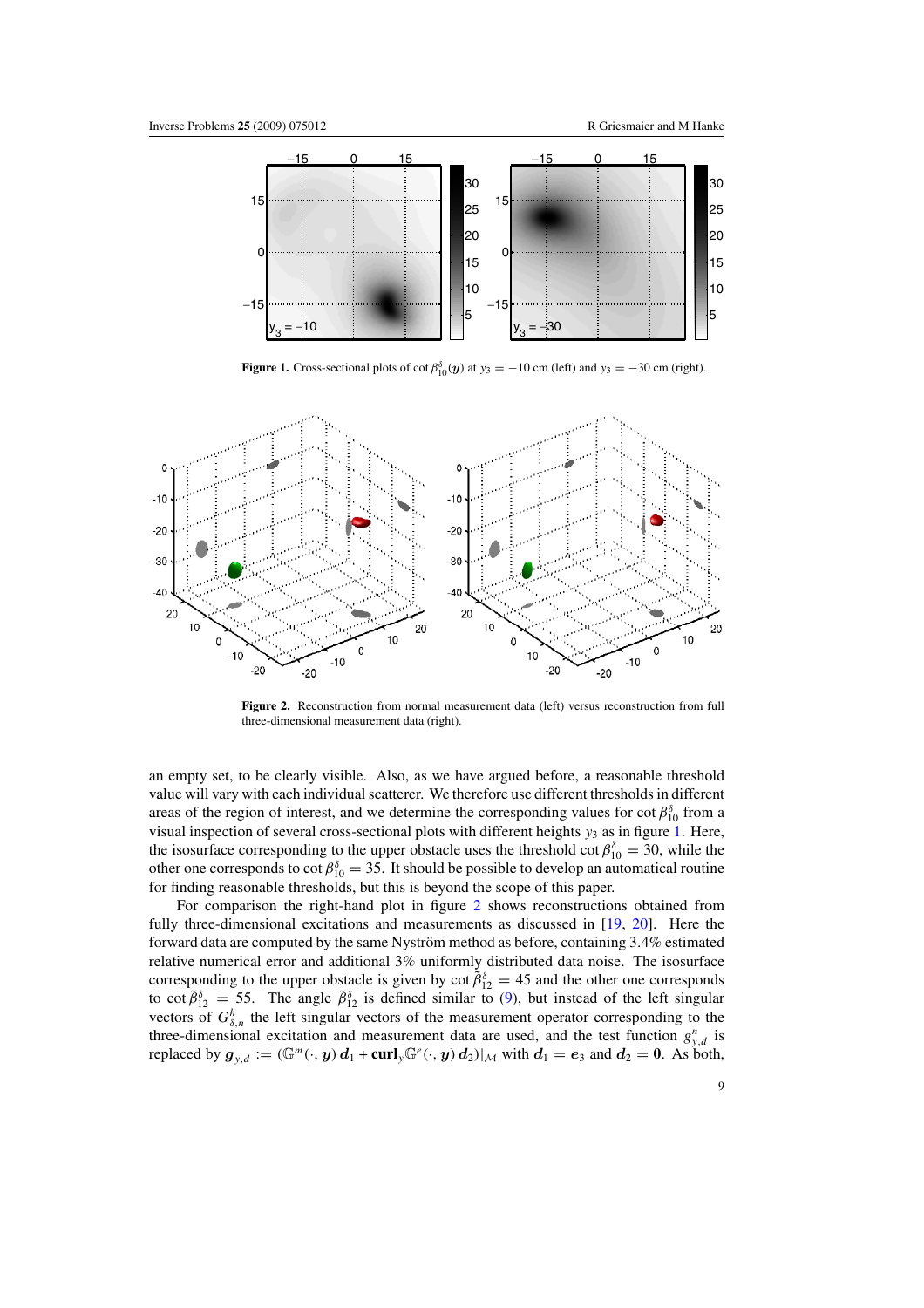**Figure 1.** Cross-sectional plots of $\cot \beta_{10}^{\delta}(\boldsymbol{y})$ at $y_3 = -10$ cm (left) and $y_3 = -30$ cm (right).

**Figure 2.** Reconstruction from normal measurement data (left) versus reconstruction from full three-dimensional measurement data (right).

an empty set, to be clearly visible. Also, as we have argued before, a reasonable threshold value will vary with each individual scatterer. We therefore use different thresholds in different areas of the region of interest, and we determine the corresponding values for $\cot \beta_{10}^{\delta}$ from a visual inspection of several cross-sectional plots with different heights $y_3$ as in figure 1. Here, the isosurface corresponding to the upper obstacle uses the threshold $\cot \beta_{10}^{\delta} = 30$, while the other one corresponds to $\cot \beta_{10}^{\delta} = 35$. It should be possible to develop an automatical routine for finding reasonable thresholds, but this is beyond the scope of this paper.

For comparison the right-hand plot in figure 2 shows reconstructions obtained from fully three-dimensional excitations and measurements as discussed in [19, 20]. Here the forward data are computed by the same Nyström method as before, containing 3.4% estimated relative numerical error and additional 3% uniformly distributed data noise. The isosurface corresponding to the upper obstacle is given by $\cot \tilde{\beta}_{12}^{\delta} = 45$ and the other one corresponds to $\cot \tilde{\beta}_{12}^{\delta} = 55$. The angle $\tilde{\beta}_{12}^{\delta}$ is defined similar to (9), but instead of the left singular vectors of $G_{\delta,n}^{h}$ the left singular vectors of the measurement operator corresponding to the three-dimensional excitation and measurement data are used, and the test function $g_{y,d}^{n}$ is replaced by $\boldsymbol{g}_{y,d} := (\mathbb{G}^m(\cdot,\boldsymbol{y})\,\boldsymbol{d}_1 + \mathbf{curl}_y \mathbb{G}^e(\cdot,\boldsymbol{y})\,\boldsymbol{d}_2)|_{\mathcal{M}}$ with $\boldsymbol{d}_1 = \boldsymbol{e}_3$ and $\boldsymbol{d}_2 = \boldsymbol{0}$. As both,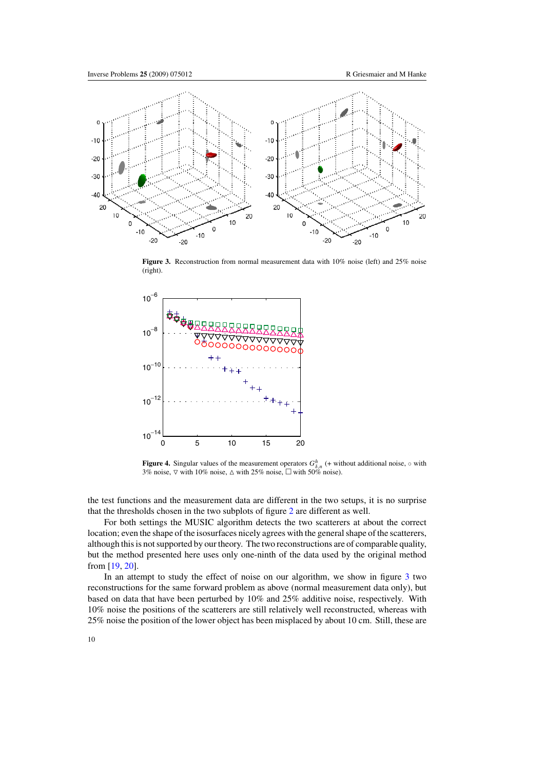**Figure 3.** Reconstruction from normal measurement data with 10% noise (left) and 25% noise (right).

**Figure 4.** Singular values of the measurement operators $G^h_{\delta,n}$ (+ without additional noise, ○ with 3% noise, ▽ with 10% noise, △ with 25% noise, □ with 50% noise).

the test functions and the measurement data are different in the two setups, it is no surprise that the thresholds chosen in the two subplots of figure 2 are different as well.

For both settings the MUSIC algorithm detects the two scatterers at about the correct location; even the shape of the isosurfaces nicely agrees with the general shape of the scatterers, although this is not supported by our theory. The two reconstructions are of comparable quality, but the method presented here uses only one-ninth of the data used by the original method from [19, 20].

In an attempt to study the effect of noise on our algorithm, we show in figure 3 two reconstructions for the same forward problem as above (normal measurement data only), but based on data that have been perturbed by 10% and 25% additive noise, respectively. With 10% noise the positions of the scatterers are still relatively well reconstructed, whereas with 25% noise the position of the lower object has been misplaced by about 10 cm. Still, these are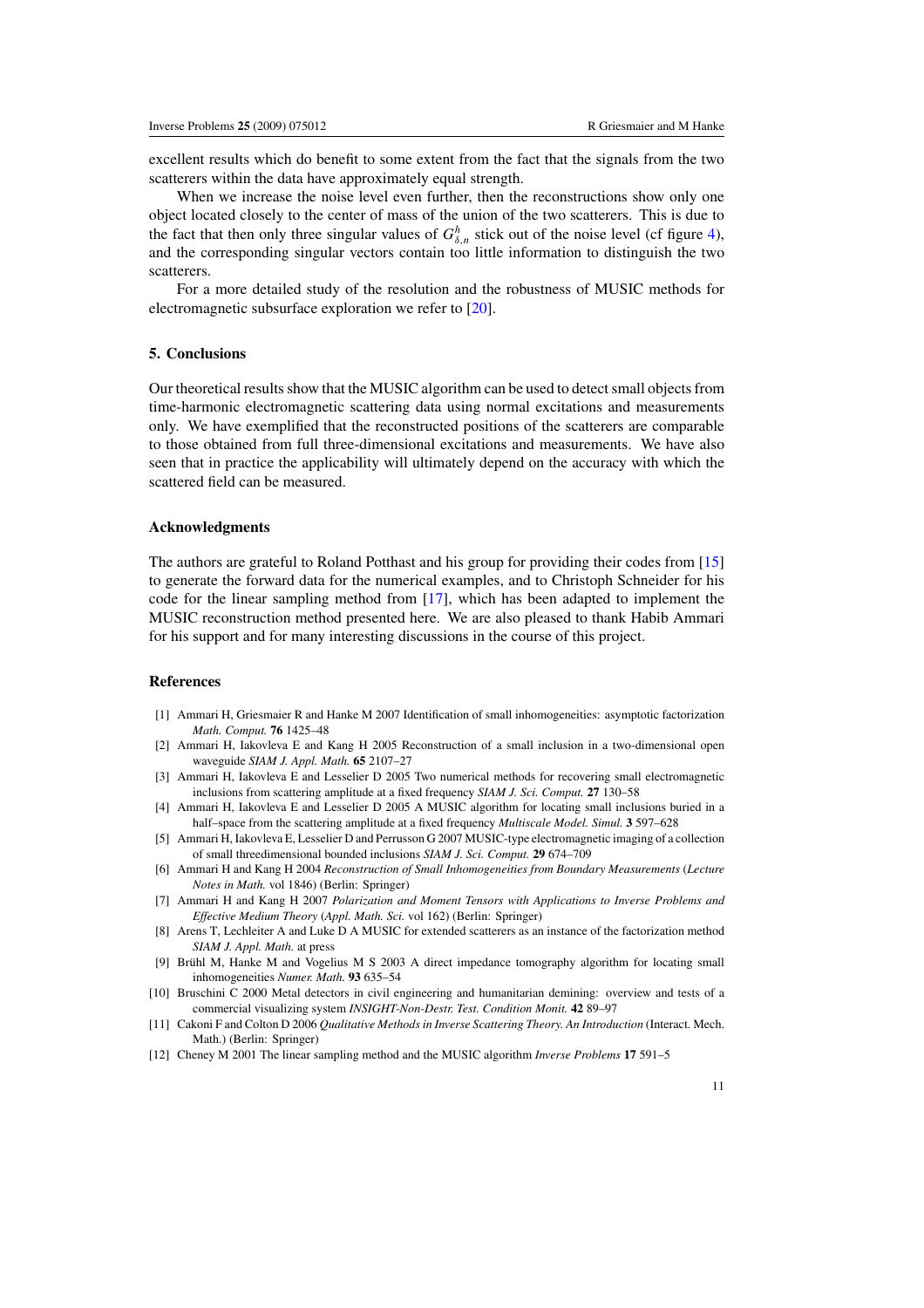excellent results which do benefit to some extent from the fact that the signals from the two scatterers within the data have approximately equal strength.

When we increase the noise level even further, then the reconstructions show only one object located closely to the center of mass of the union of the two scatterers. This is due to the fact that then only three singular values of $G^h_{\delta,n}$ stick out of the noise level (cf figure 4), and the corresponding singular vectors contain too little information to distinguish the two scatterers.

For a more detailed study of the resolution and the robustness of MUSIC methods for electromagnetic subsurface exploration we refer to [20].

## 5. Conclusions

Our theoretical results show that the MUSIC algorithm can be used to detect small objects from time-harmonic electromagnetic scattering data using normal excitations and measurements only. We have exemplified that the reconstructed positions of the scatterers are comparable to those obtained from full three-dimensional excitations and measurements. We have also seen that in practice the applicability will ultimately depend on the accuracy with which the scattered field can be measured.

## Acknowledgments

The authors are grateful to Roland Potthast and his group for providing their codes from [15] to generate the forward data for the numerical examples, and to Christoph Schneider for his code for the linear sampling method from [17], which has been adapted to implement the MUSIC reconstruction method presented here. We are also pleased to thank Habib Ammari for his support and for many interesting discussions in the course of this project.

## References

[1] Ammari H, Griesmaier R and Hanke M 2007 Identification of small inhomogeneities: asymptotic factorization *Math. Comput.* **76** 1425–48

[2] Ammari H, Iakovleva E and Kang H 2005 Reconstruction of a small inclusion in a two-dimensional open waveguide *SIAM J. Appl. Math.* **65** 2107–27

[3] Ammari H, Iakovleva E and Lesselier D 2005 Two numerical methods for recovering small electromagnetic inclusions from scattering amplitude at a fixed frequency *SIAM J. Sci. Comput.* **27** 130–58

[4] Ammari H, Iakovleva E and Lesselier D 2005 A MUSIC algorithm for locating small inclusions buried in a half–space from the scattering amplitude at a fixed frequency *Multiscale Model. Simul.* **3** 597–628

[5] Ammari H, Iakovleva E, Lesselier D and Perrusson G 2007 MUSIC-type electromagnetic imaging of a collection of small threedimensional bounded inclusions *SIAM J. Sci. Comput.* **29** 674–709

[6] Ammari H and Kang H 2004 *Reconstruction of Small Inhomogeneities from Boundary Measurements* (*Lecture Notes in Math.* vol 1846) (Berlin: Springer)

[7] Ammari H and Kang H 2007 *Polarization and Moment Tensors with Applications to Inverse Problems and Effective Medium Theory* (*Appl. Math. Sci.* vol 162) (Berlin: Springer)

[8] Arens T, Lechleiter A and Luke D A MUSIC for extended scatterers as an instance of the factorization method *SIAM J. Appl. Math.* at press

[9] Brühl M, Hanke M and Vogelius M S 2003 A direct impedance tomography algorithm for locating small inhomogeneities *Numer. Math.* **93** 635–54

[10] Bruschini C 2000 Metal detectors in civil engineering and humanitarian demining: overview and tests of a commercial visualizing system *INSIGHT-Non-Destr. Test. Condition Monit.* **42** 89–97

[11] Cakoni F and Colton D 2006 *Qualitative Methods in Inverse Scattering Theory. An Introduction* (Interact. Mech. Math.) (Berlin: Springer)

[12] Cheney M 2001 The linear sampling method and the MUSIC algorithm *Inverse Problems* **17** 591–5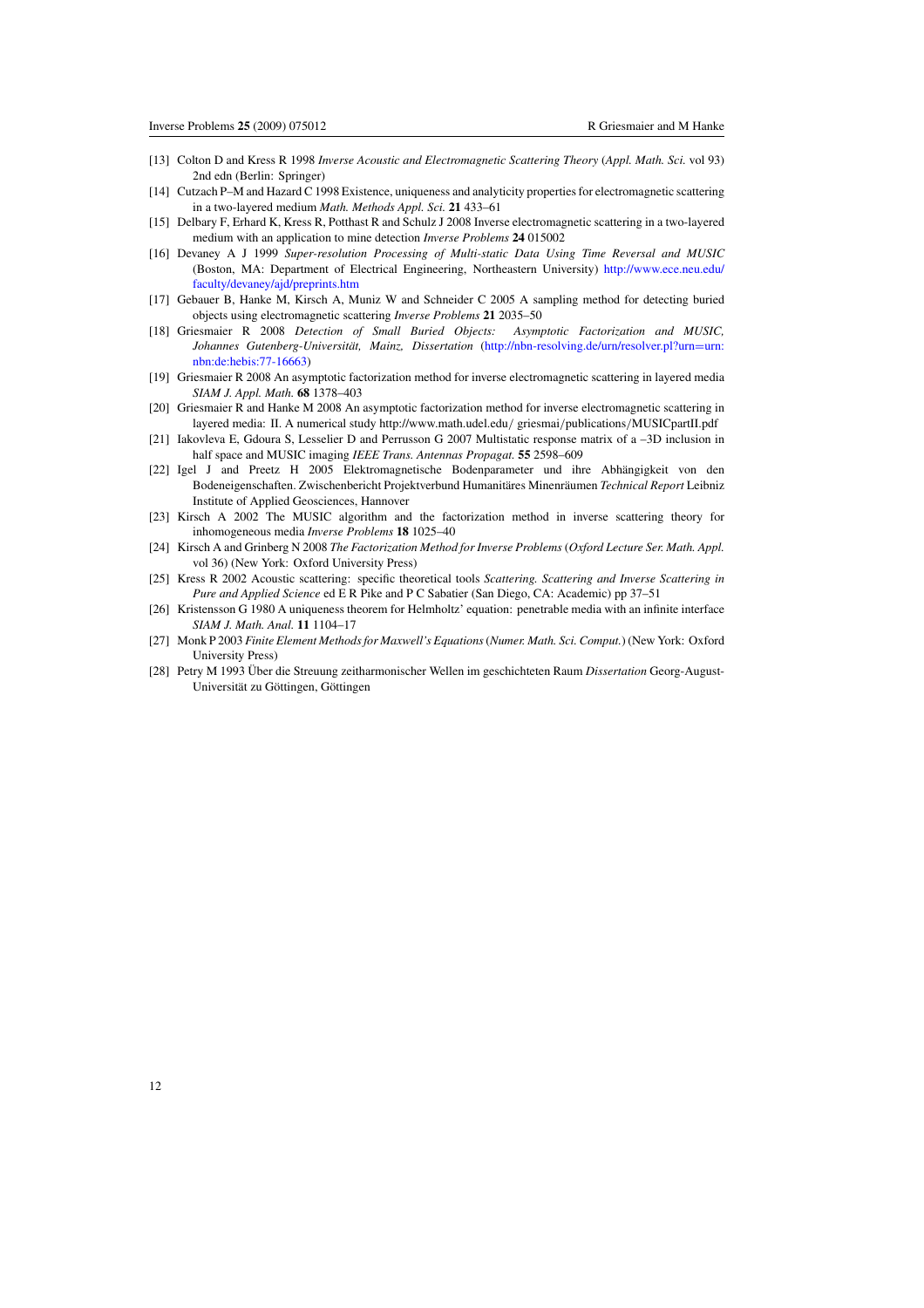[13] Colton D and Kress R 1998 *Inverse Acoustic and Electromagnetic Scattering Theory* (*Appl. Math. Sci.* vol 93) 2nd edn (Berlin: Springer)

[14] Cutzach P–M and Hazard C 1998 Existence, uniqueness and analyticity properties for electromagnetic scattering in a two-layered medium *Math. Methods Appl. Sci.* **21** 433–61

[15] Delbary F, Erhard K, Kress R, Potthast R and Schulz J 2008 Inverse electromagnetic scattering in a two-layered medium with an application to mine detection *Inverse Problems* **24** 015002

[16] Devaney A J 1999 *Super-resolution Processing of Multi-static Data Using Time Reversal and MUSIC* (Boston, MA: Department of Electrical Engineering, Northeastern University) http://www.ece.neu.edu/faculty/devaney/ajd/preprints.htm

[17] Gebauer B, Hanke M, Kirsch A, Muniz W and Schneider C 2005 A sampling method for detecting buried objects using electromagnetic scattering *Inverse Problems* **21** 2035–50

[18] Griesmaier R 2008 *Detection of Small Buried Objects: Asymptotic Factorization and MUSIC, Johannes Gutenberg-Universität, Mainz, Dissertation* (http://nbn-resolving.de/urn/resolver.pl?urn=urn:nbn:de:hebis:77-16663)

[19] Griesmaier R 2008 An asymptotic factorization method for inverse electromagnetic scattering in layered media *SIAM J. Appl. Math.* **68** 1378–403

[20] Griesmaier R and Hanke M 2008 An asymptotic factorization method for inverse electromagnetic scattering in layered media: II. A numerical study http://www.math.udel.edu/ griesmai/publications/MUSICpartII.pdf

[21] Iakovleva E, Gdoura S, Lesselier D and Perrusson G 2007 Multistatic response matrix of a –3D inclusion in half space and MUSIC imaging *IEEE Trans. Antennas Propagat.* **55** 2598–609

[22] Igel J and Preetz H 2005 Elektromagnetische Bodenparameter und ihre Abhängigkeit von den Bodeneigenschaften. Zwischenbericht Projektverbund Humanitäres Minenräumen *Technical Report* Leibniz Institute of Applied Geosciences, Hannover

[23] Kirsch A 2002 The MUSIC algorithm and the factorization method in inverse scattering theory for inhomogeneous media *Inverse Problems* **18** 1025–40

[24] Kirsch A and Grinberg N 2008 *The Factorization Method for Inverse Problems* (*Oxford Lecture Ser. Math. Appl.* vol 36) (New York: Oxford University Press)

[25] Kress R 2002 Acoustic scattering: specific theoretical tools *Scattering. Scattering and Inverse Scattering in Pure and Applied Science* ed E R Pike and P C Sabatier (San Diego, CA: Academic) pp 37–51

[26] Kristensson G 1980 A uniqueness theorem for Helmholtz' equation: penetrable media with an infinite interface *SIAM J. Math. Anal.* **11** 1104–17

[27] Monk P 2003 *Finite Element Methods for Maxwell's Equations* (*Numer. Math. Sci. Comput.*) (New York: Oxford University Press)

[28] Petry M 1993 Über die Streuung zeitharmonischer Wellen im geschichteten Raum *Dissertation* Georg-August-Universität zu Göttingen, Göttingen